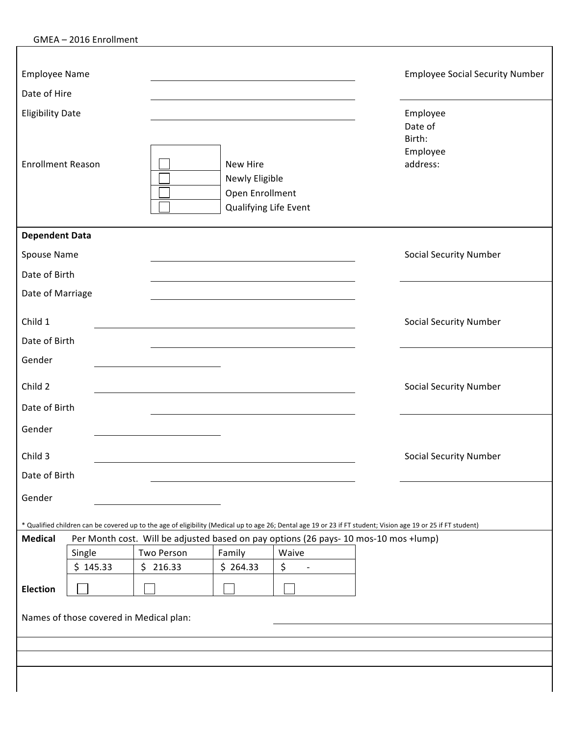GMEA – 2016 Enrollment

Employee Name \_\_\_\_\_\_\_\_\_\_\_\_\_\_\_\_\_\_\_\_\_\_\_\_\_\_\_\_

Date of Hire \_\_\_\_\_\_\_\_\_\_\_\_\_\_\_\_\_\_\_\_\_\_\_\_\_\_\_\_

Eligibility Date \_\_\_\_\_\_\_\_\_\_\_\_\_\_\_\_\_\_\_\_\_\_\_\_\_\_\_\_

Employee Social Security Number \_\_\_\_\_\_\_\_\_\_\_\_\_\_\_\_\_\_\_\_

Employee Date of Birth:

Employee address:

Enrollment Reason

- ☐ New Hire
- ☐ Newly Eligible
- ☐ Open Enrollment
- ☐ Qualifying Life Event

**Dependent Data**

Spouse Name \_\_\_\_\_\_\_\_\_\_\_\_\_\_\_\_\_\_\_\_\_\_\_\_\_\_\_\_ Social Security Number \_\_\_\_\_\_\_\_\_\_\_\_\_\_\_\_\_\_\_\_

Date of Birth \_\_\_\_\_\_\_\_\_\_\_\_\_\_\_\_\_\_\_\_\_\_\_\_\_\_\_\_

Date of Marriage \_\_\_\_\_\_\_\_\_\_\_\_\_\_\_\_\_\_\_\_\_\_\_\_\_\_\_\_

Child 1 \_\_\_\_\_\_\_\_\_\_\_\_\_\_\_\_\_\_\_\_\_\_\_\_\_\_\_\_ Social Security Number \_\_\_\_\_\_\_\_\_\_\_\_\_\_\_\_\_\_\_\_

Date of Birth \_\_\_\_\_\_\_\_\_\_\_\_\_\_\_\_\_\_\_\_\_\_\_\_\_\_\_\_

Gender \_\_\_\_\_\_\_\_\_\_\_\_\_\_\_\_\_\_\_\_

Child 2 \_\_\_\_\_\_\_\_\_\_\_\_\_\_\_\_\_\_\_\_\_\_\_\_\_\_\_\_ Social Security Number \_\_\_\_\_\_\_\_\_\_\_\_\_\_\_\_\_\_\_\_

Date of Birth \_\_\_\_\_\_\_\_\_\_\_\_\_\_\_\_\_\_\_\_\_\_\_\_\_\_\_\_

Gender \_\_\_\_\_\_\_\_\_\_\_\_\_\_\_\_\_\_\_\_

Child 3 \_\_\_\_\_\_\_\_\_\_\_\_\_\_\_\_\_\_\_\_\_\_\_\_\_\_\_\_ Social Security Number \_\_\_\_\_\_\_\_\_\_\_\_\_\_\_\_\_\_\_\_

Date of Birth \_\_\_\_\_\_\_\_\_\_\_\_\_\_\_\_\_\_\_\_\_\_\_\_\_\_\_\_

Gender \_\_\_\_\_\_\_\_\_\_\_\_\_\_\_\_\_\_\_\_

* Qualified children can be covered up to the age of eligibility (Medical up to age 26; Dental age 19 or 23 if FT student; Vision age 19 or 25 if FT student)

**Medical** Per Month cost. Will be adjusted based on pay options (26 pays- 10 mos-10 mos +lump)

| | Single | Two Person | Family | Waive |
|---|---|---|---|---|
| | $ 145.33 | $ 216.33 | $ 264.33 | $ - |
| **Election** | ☐ | ☐ | ☐ | ☐ |

Names of those covered in Medical plan: \_\_\_\_\_\_\_\_\_\_\_\_\_\_\_\_\_\_\_\_\_\_\_\_\_\_\_\_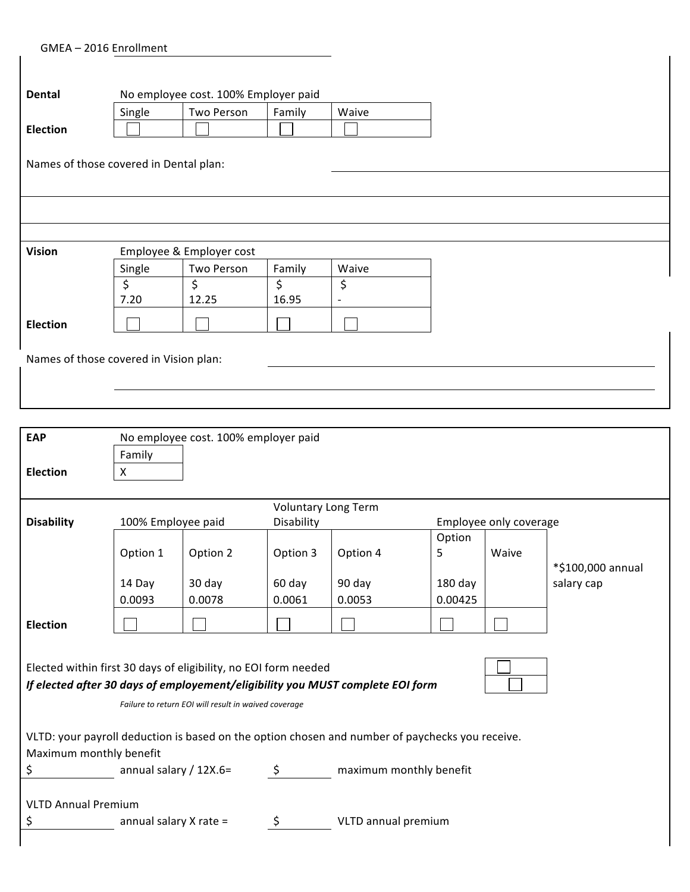GMEA – 2016 Enrollment

**Dental** No employee cost. 100% Employer paid

| | Single | Two Person | Family | Waive |
|---|---|---|---|---|
| **Election** | ☐ | ☐ | ☐ | ☐ |

Names of those covered in Dental plan: ______________________________

**Vision** Employee & Employer cost

| | Single | Two Person | Family | Waive |
|---|---|---|---|---|
| | $ 7.20 | $ 12.25 | $ 16.95 | $ - |
| **Election** | ☐ | ☐ | ☐ | ☐ |

Names of those covered in Vision plan: ______________________________

**EAP** No employee cost. 100% employer paid

| | Family |
|---|---|
| **Election** | X |

**Disability** 100% Employee paid — Voluntary Long Term Disability — Employee only coverage

| | Option 1 | Option 2 | Option 3 | Option 4 | Option 5 | Waive | |
|---|---|---|---|---|---|---|---|
| | 14 Day | 30 day | 60 day | 90 day | 180 day | | *$100,000 annual salary cap |
| | 0.0093 | 0.0078 | 0.0061 | 0.0053 | 0.00425 | | |
| **Election** | ☐ | ☐ | ☐ | ☐ | ☐ | ☐ | |

Elected within first 30 days of eligibility, no EOI form needed ☐

***If elected after 30 days of employement/eligibility you MUST complete EOI form*** ☐

*Failure to return EOI will result in waived coverage*

VLTD: your payroll deduction is based on the option chosen and number of paychecks you receive.

Maximum monthly benefit

$ __________ annual salary / 12X.6= $ __________ maximum monthly benefit

VLTD Annual Premium

$ __________ annual salary X rate = $ __________ VLTD annual premium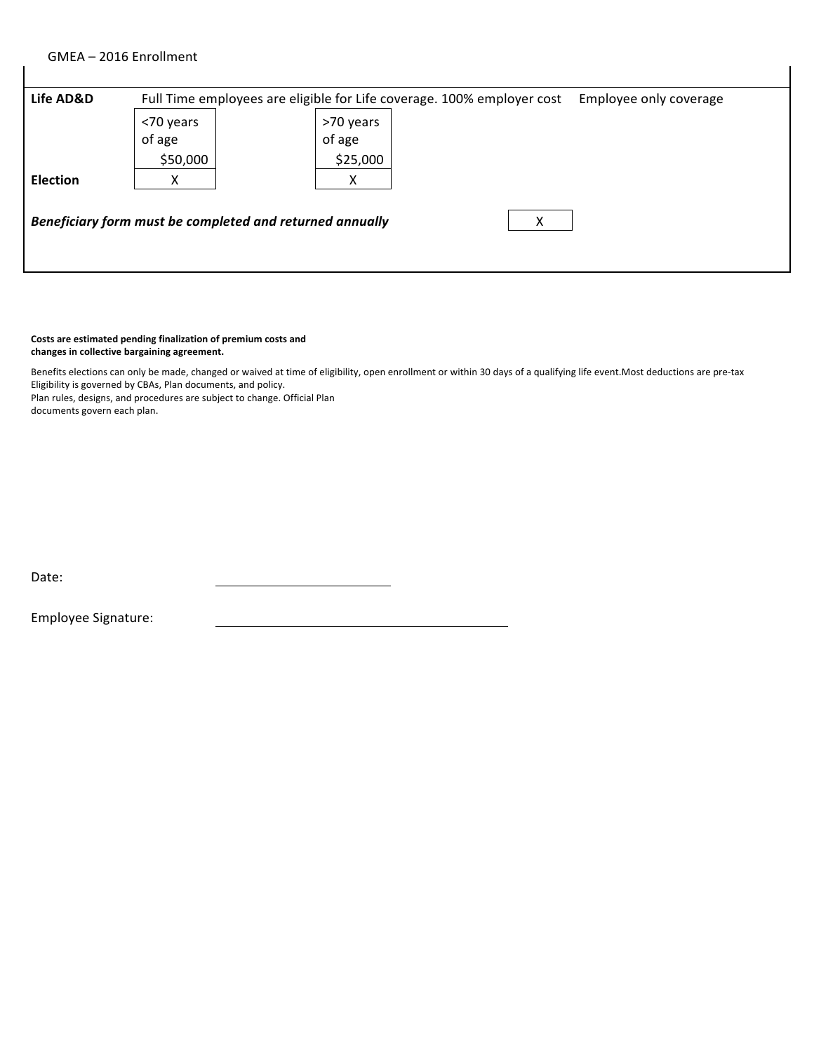| | | | | |
|---|---|---|---|---|
| **Life AD&D** | Full Time employees are eligible for Life coverage. 100% employer cost | | | Employee only coverage |
| | <70 years of age $50,000 | >70 years of age $25,000 | | |
| **Election** | X | X | | |

***Beneficiary form must be completed and returned annually*** X

**Costs are estimated pending finalization of premium costs and changes in collective bargaining agreement.**

Benefits elections can only be made, changed or waived at time of eligibility, open enrollment or within 30 days of a qualifying life event.Most deductions are pre-tax
Eligibility is governed by CBAs, Plan documents, and policy.
Plan rules, designs, and procedures are subject to change. Official Plan documents govern each plan.

Date: ____________________

Employee Signature: ______________________________